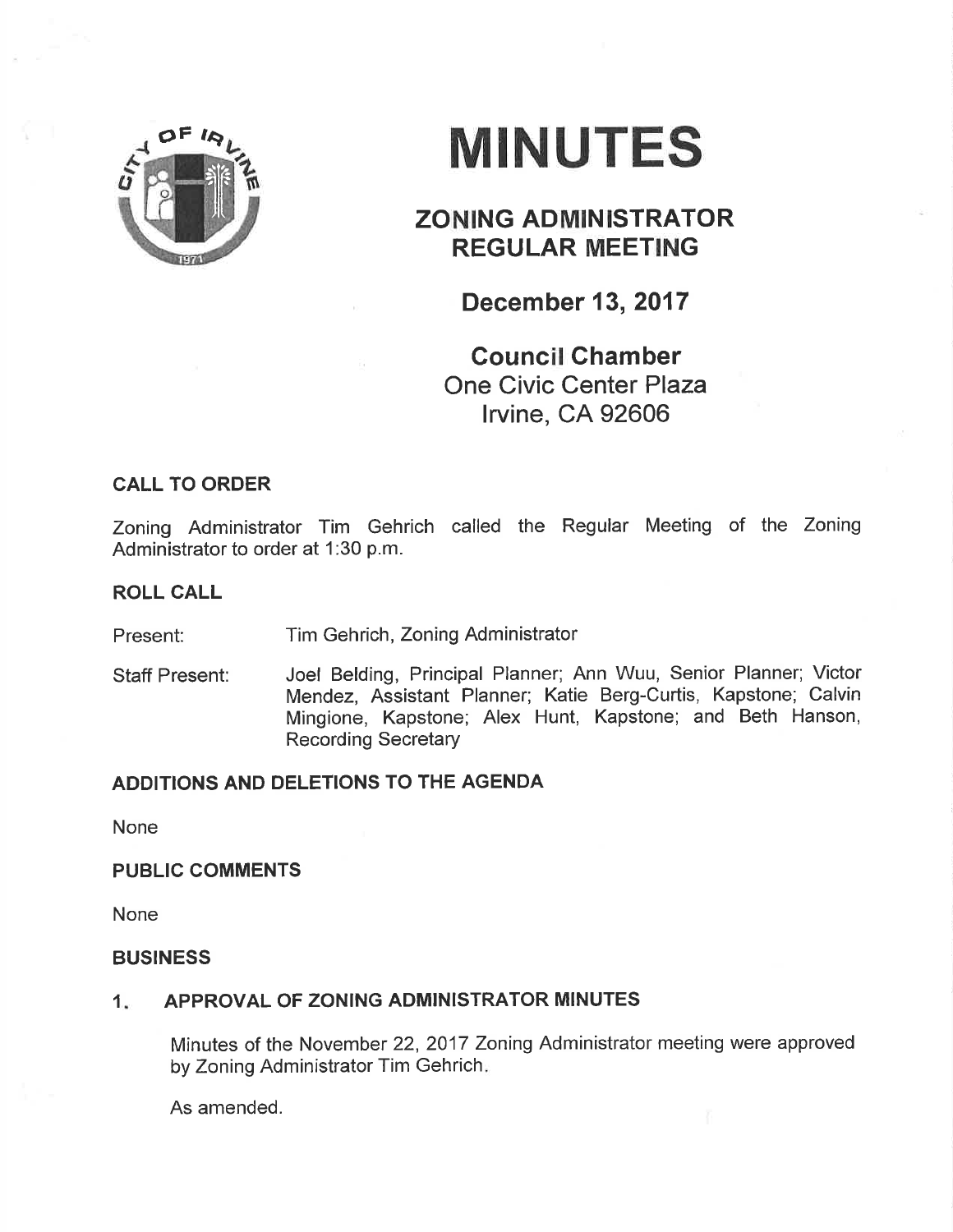# MINUTES

## ZONING ADMINISTRATOR REGULAR MEETING

## December 13, 2017

## Council Chamber

One Civic Center Plaza
Irvine, CA 92606

### CALL TO ORDER

Zoning Administrator Tim Gehrich called the Regular Meeting of the Zoning Administrator to order at 1:30 p.m.

### ROLL CALL

Present: Tim Gehrich, Zoning Administrator

Staff Present: Joel Belding, Principal Planner; Ann Wuu, Senior Planner; Victor Mendez, Assistant Planner; Katie Berg-Curtis, Kapstone; Calvin Mingione, Kapstone; Alex Hunt, Kapstone; and Beth Hanson, Recording Secretary

### ADDITIONS AND DELETIONS TO THE AGENDA

None

### PUBLIC COMMENTS

None

### BUSINESS

#### 1. APPROVAL OF ZONING ADMINISTRATOR MINUTES

Minutes of the November 22, 2017 Zoning Administrator meeting were approved by Zoning Administrator Tim Gehrich.

As amended.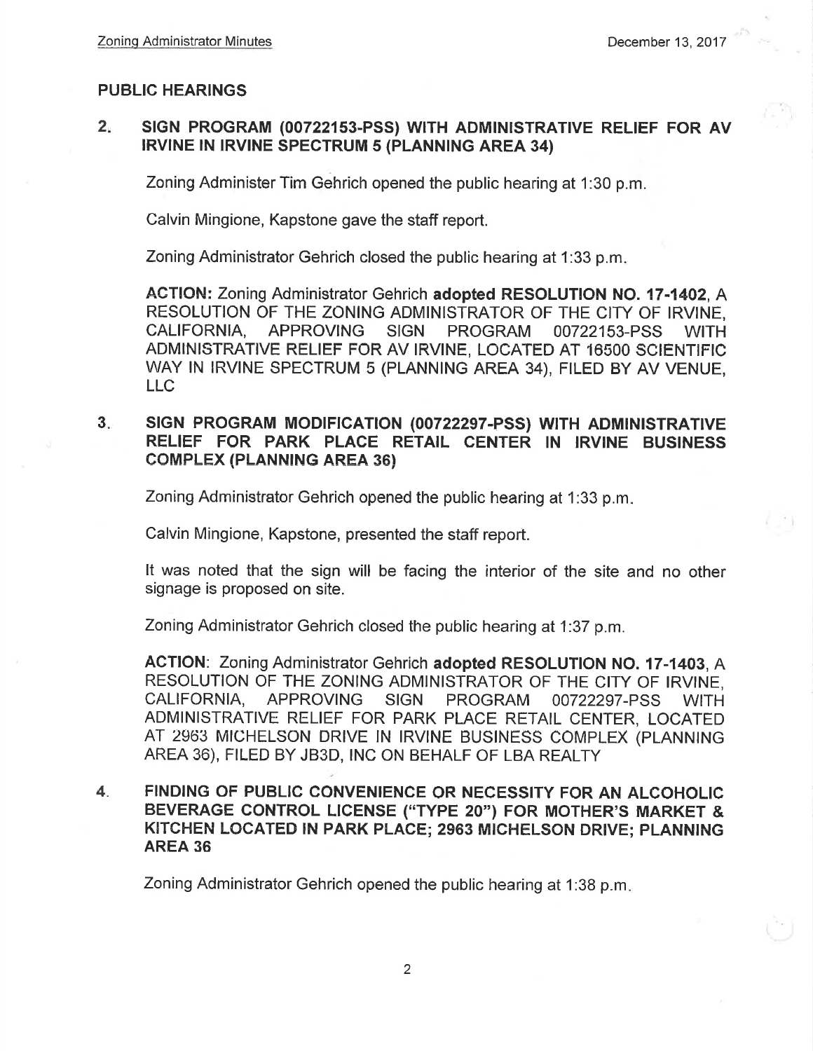## PUBLIC HEARINGS

**2. SIGN PROGRAM (00722153-PSS) WITH ADMINISTRATIVE RELIEF FOR AV IRVINE IN IRVINE SPECTRUM 5 (PLANNING AREA 34)**

Zoning Administer Tim Gehrich opened the public hearing at 1:30 p.m.

Calvin Mingione, Kapstone gave the staff report.

Zoning Administrator Gehrich closed the public hearing at 1:33 p.m.

**ACTION:** Zoning Administrator Gehrich **adopted RESOLUTION NO. 17-1402**, A RESOLUTION OF THE ZONING ADMINISTRATOR OF THE CITY OF IRVINE, CALIFORNIA, APPROVING SIGN PROGRAM 00722153-PSS WITH ADMINISTRATIVE RELIEF FOR AV IRVINE, LOCATED AT 16500 SCIENTIFIC WAY IN IRVINE SPECTRUM 5 (PLANNING AREA 34), FILED BY AV VENUE, LLC

**3. SIGN PROGRAM MODIFICATION (00722297-PSS) WITH ADMINISTRATIVE RELIEF FOR PARK PLACE RETAIL CENTER IN IRVINE BUSINESS COMPLEX (PLANNING AREA 36)**

Zoning Administrator Gehrich opened the public hearing at 1:33 p.m.

Calvin Mingione, Kapstone, presented the staff report.

It was noted that the sign will be facing the interior of the site and no other signage is proposed on site.

Zoning Administrator Gehrich closed the public hearing at 1:37 p.m.

**ACTION**: Zoning Administrator Gehrich **adopted RESOLUTION NO. 17-1403**, A RESOLUTION OF THE ZONING ADMINISTRATOR OF THE CITY OF IRVINE, CALIFORNIA, APPROVING SIGN PROGRAM 00722297-PSS WITH ADMINISTRATIVE RELIEF FOR PARK PLACE RETAIL CENTER, LOCATED AT 2963 MICHELSON DRIVE IN IRVINE BUSINESS COMPLEX (PLANNING AREA 36), FILED BY JB3D, INC ON BEHALF OF LBA REALTY

**4. FINDING OF PUBLIC CONVENIENCE OR NECESSITY FOR AN ALCOHOLIC BEVERAGE CONTROL LICENSE ("TYPE 20") FOR MOTHER'S MARKET & KITCHEN LOCATED IN PARK PLACE; 2963 MICHELSON DRIVE; PLANNING AREA 36**

Zoning Administrator Gehrich opened the public hearing at 1:38 p.m.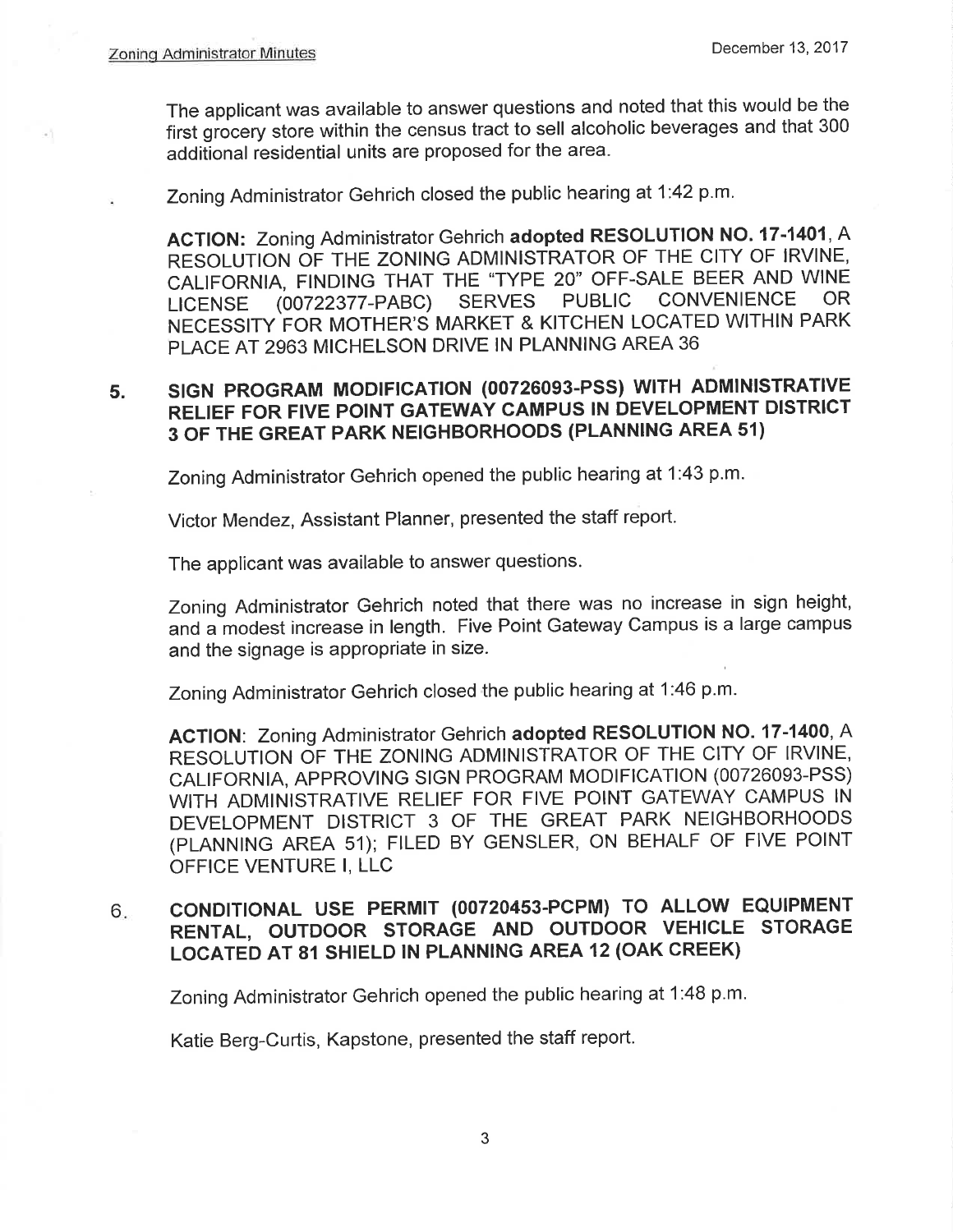The applicant was available to answer questions and noted that this would be the first grocery store within the census tract to sell alcoholic beverages and that 300 additional residential units are proposed for the area.

Zoning Administrator Gehrich closed the public hearing at 1:42 p.m.

**ACTION:** Zoning Administrator Gehrich **adopted RESOLUTION NO. 17-1401**, A RESOLUTION OF THE ZONING ADMINISTRATOR OF THE CITY OF IRVINE, CALIFORNIA, FINDING THAT THE "TYPE 20" OFF-SALE BEER AND WINE LICENSE (00722377-PABC) SERVES PUBLIC CONVENIENCE OR NECESSITY FOR MOTHER'S MARKET & KITCHEN LOCATED WITHIN PARK PLACE AT 2963 MICHELSON DRIVE IN PLANNING AREA 36

## 5. SIGN PROGRAM MODIFICATION (00726093-PSS) WITH ADMINISTRATIVE RELIEF FOR FIVE POINT GATEWAY CAMPUS IN DEVELOPMENT DISTRICT 3 OF THE GREAT PARK NEIGHBORHOODS (PLANNING AREA 51)

Zoning Administrator Gehrich opened the public hearing at 1:43 p.m.

Victor Mendez, Assistant Planner, presented the staff report.

The applicant was available to answer questions.

Zoning Administrator Gehrich noted that there was no increase in sign height, and a modest increase in length. Five Point Gateway Campus is a large campus and the signage is appropriate in size.

Zoning Administrator Gehrich closed the public hearing at 1:46 p.m.

**ACTION**: Zoning Administrator Gehrich **adopted RESOLUTION NO. 17-1400**, A RESOLUTION OF THE ZONING ADMINISTRATOR OF THE CITY OF IRVINE, CALIFORNIA, APPROVING SIGN PROGRAM MODIFICATION (00726093-PSS) WITH ADMINISTRATIVE RELIEF FOR FIVE POINT GATEWAY CAMPUS IN DEVELOPMENT DISTRICT 3 OF THE GREAT PARK NEIGHBORHOODS (PLANNING AREA 51); FILED BY GENSLER, ON BEHALF OF FIVE POINT OFFICE VENTURE I, LLC

## 6. CONDITIONAL USE PERMIT (00720453-PCPM) TO ALLOW EQUIPMENT RENTAL, OUTDOOR STORAGE AND OUTDOOR VEHICLE STORAGE LOCATED AT 81 SHIELD IN PLANNING AREA 12 (OAK CREEK)

Zoning Administrator Gehrich opened the public hearing at 1:48 p.m.

Katie Berg-Curtis, Kapstone, presented the staff report.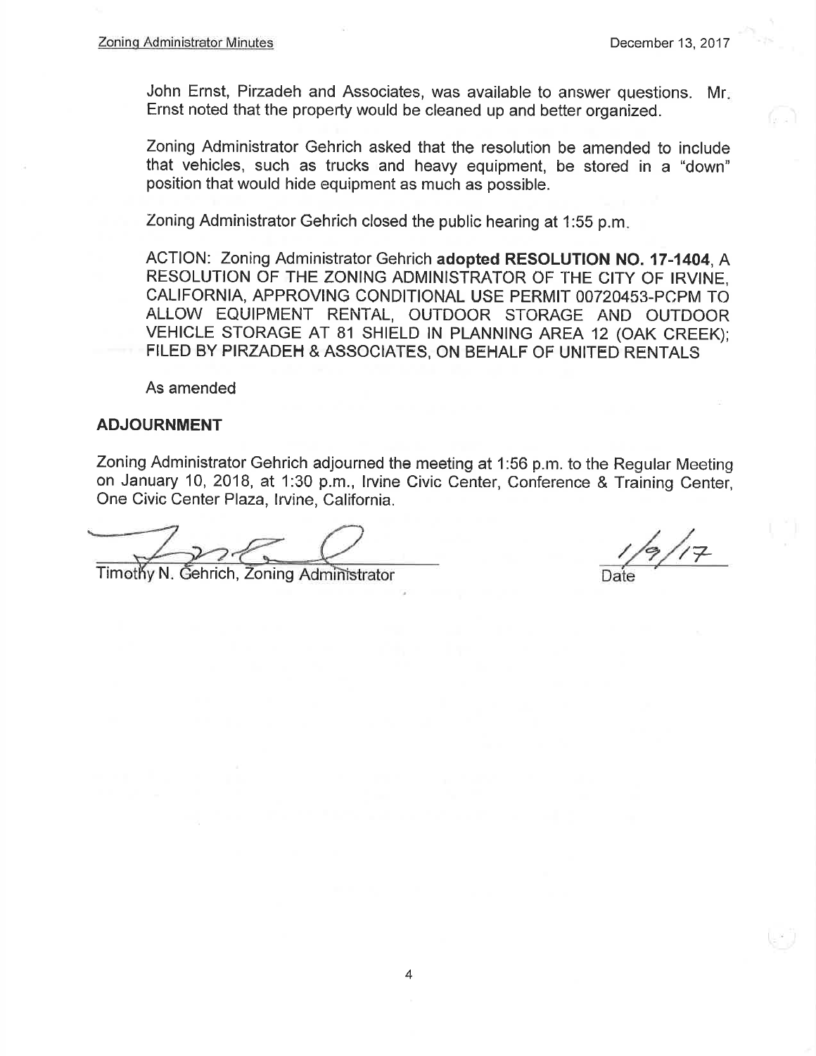John Ernst, Pirzadeh and Associates, was available to answer questions. Mr. Ernst noted that the property would be cleaned up and better organized.

Zoning Administrator Gehrich asked that the resolution be amended to include that vehicles, such as trucks and heavy equipment, be stored in a "down" position that would hide equipment as much as possible.

Zoning Administrator Gehrich closed the public hearing at 1:55 p.m.

ACTION: Zoning Administrator Gehrich **adopted RESOLUTION NO. 17-1404**, A RESOLUTION OF THE ZONING ADMINISTRATOR OF THE CITY OF IRVINE, CALIFORNIA, APPROVING CONDITIONAL USE PERMIT 00720453-PCPM TO ALLOW EQUIPMENT RENTAL, OUTDOOR STORAGE AND OUTDOOR VEHICLE STORAGE AT 81 SHIELD IN PLANNING AREA 12 (OAK CREEK); FILED BY PIRZADEH & ASSOCIATES, ON BEHALF OF UNITED RENTALS

As amended

## ADJOURNMENT

Zoning Administrator Gehrich adjourned the meeting at 1:56 p.m. to the Regular Meeting on January 10, 2018, at 1:30 p.m., Irvine Civic Center, Conference & Training Center, One Civic Center Plaza, Irvine, California.

Timothy N. Gehrich, Zoning Administrator

1/9/17
Date